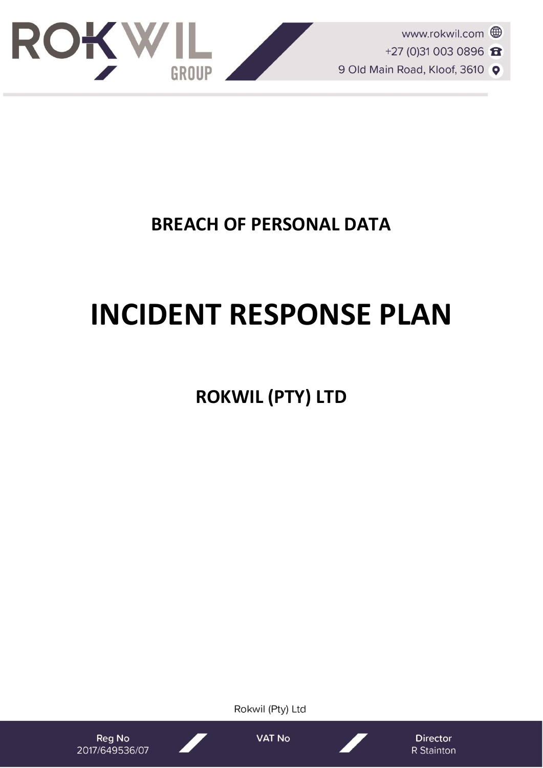# BREACH OF PERSONAL DATA

# INCIDENT RESPONSE PLAN

## ROKWIL (PTY) LTD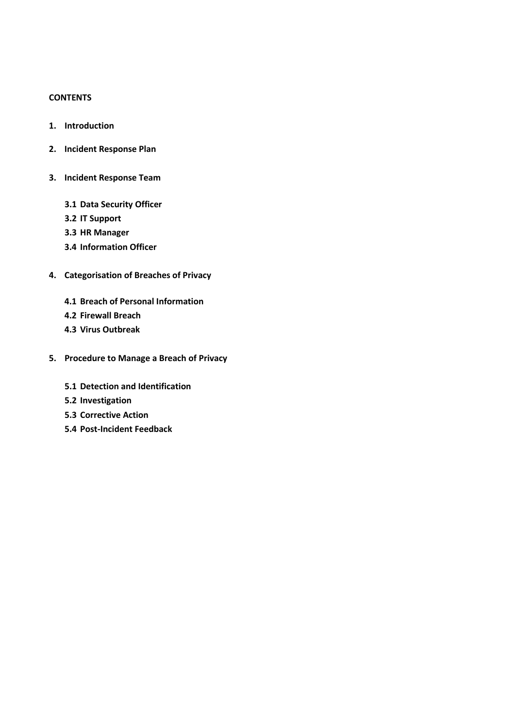**CONTENTS**

1. **Introduction**
2. **Incident Response Plan**
3. **Incident Response Team**
   - **3.1 Data Security Officer**
   - **3.2 IT Support**
   - **3.3 HR Manager**
   - **3.4 Information Officer**
4. **Categorisation of Breaches of Privacy**
   - **4.1 Breach of Personal Information**
   - **4.2 Firewall Breach**
   - **4.3 Virus Outbreak**
5. **Procedure to Manage a Breach of Privacy**
   - **5.1 Detection and Identification**
   - **5.2 Investigation**
   - **5.3 Corrective Action**
   - **5.4 Post-Incident Feedback**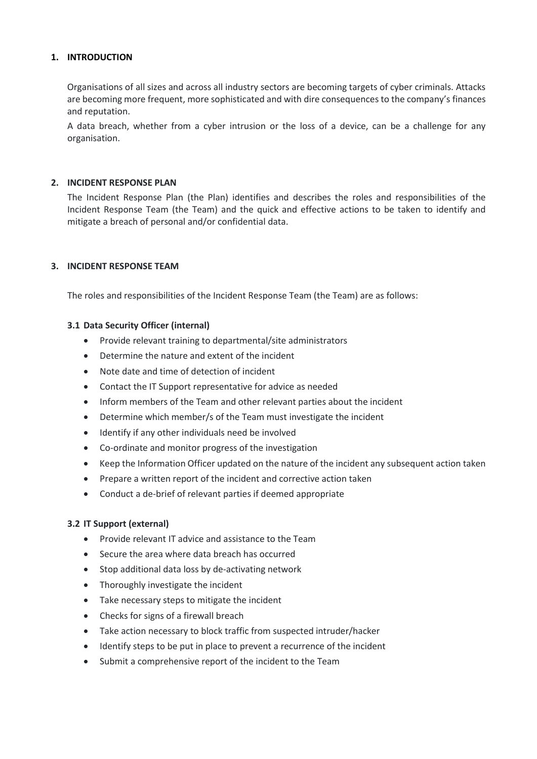## 1. INTRODUCTION

Organisations of all sizes and across all industry sectors are becoming targets of cyber criminals. Attacks are becoming more frequent, more sophisticated and with dire consequences to the company's finances and reputation.

A data breach, whether from a cyber intrusion or the loss of a device, can be a challenge for any organisation.

## 2. INCIDENT RESPONSE PLAN

The Incident Response Plan (the Plan) identifies and describes the roles and responsibilities of the Incident Response Team (the Team) and the quick and effective actions to be taken to identify and mitigate a breach of personal and/or confidential data.

## 3. INCIDENT RESPONSE TEAM

The roles and responsibilities of the Incident Response Team (the Team) are as follows:

### 3.1 Data Security Officer (internal)

- Provide relevant training to departmental/site administrators
- Determine the nature and extent of the incident
- Note date and time of detection of incident
- Contact the IT Support representative for advice as needed
- Inform members of the Team and other relevant parties about the incident
- Determine which member/s of the Team must investigate the incident
- Identify if any other individuals need be involved
- Co-ordinate and monitor progress of the investigation
- Keep the Information Officer updated on the nature of the incident any subsequent action taken
- Prepare a written report of the incident and corrective action taken
- Conduct a de-brief of relevant parties if deemed appropriate

### 3.2 IT Support (external)

- Provide relevant IT advice and assistance to the Team
- Secure the area where data breach has occurred
- Stop additional data loss by de-activating network
- Thoroughly investigate the incident
- Take necessary steps to mitigate the incident
- Checks for signs of a firewall breach
- Take action necessary to block traffic from suspected intruder/hacker
- Identify steps to be put in place to prevent a recurrence of the incident
- Submit a comprehensive report of the incident to the Team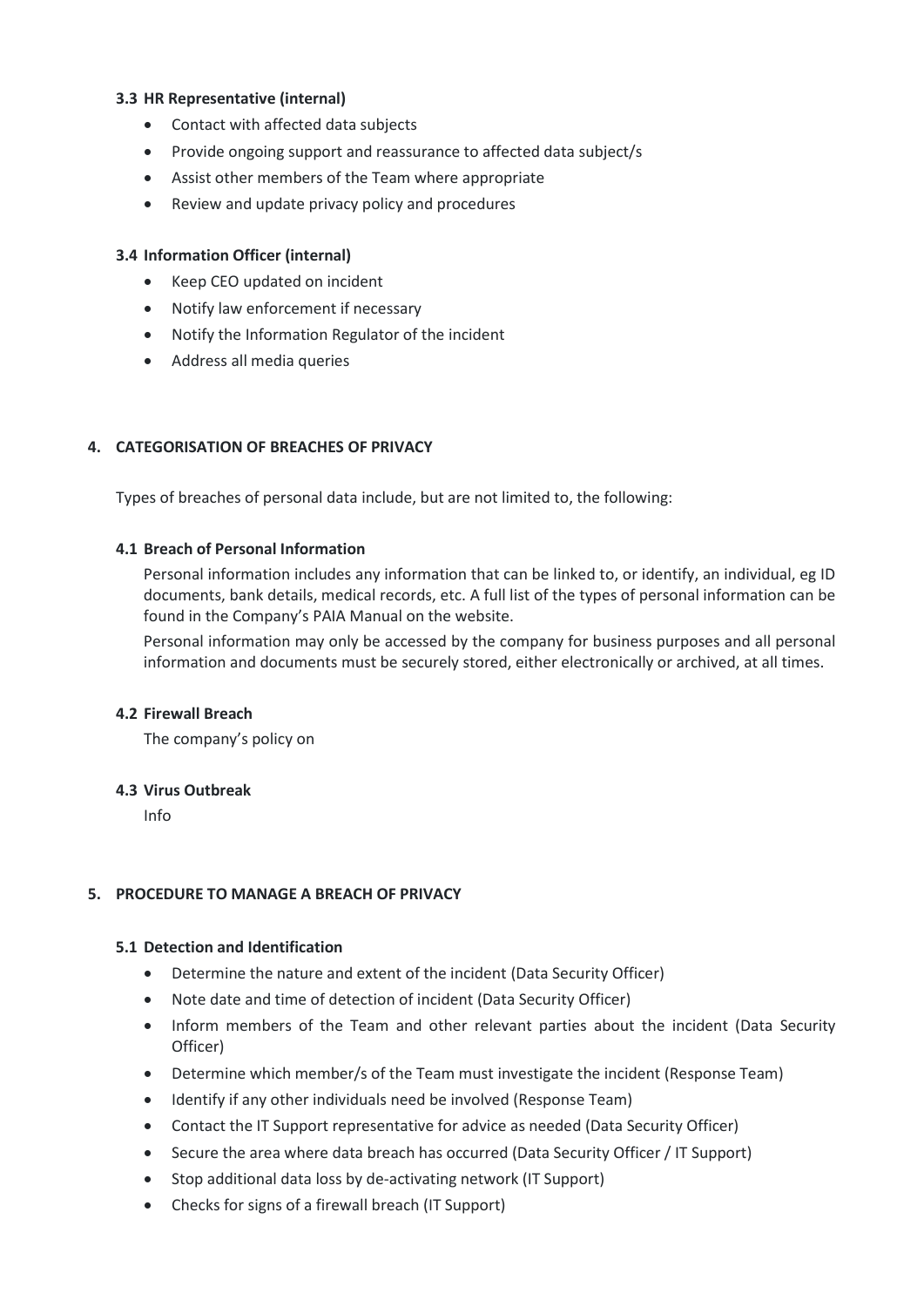### 3.3 HR Representative (internal)

- Contact with affected data subjects
- Provide ongoing support and reassurance to affected data subject/s
- Assist other members of the Team where appropriate
- Review and update privacy policy and procedures

### 3.4 Information Officer (internal)

- Keep CEO updated on incident
- Notify law enforcement if necessary
- Notify the Information Regulator of the incident
- Address all media queries

## 4. CATEGORISATION OF BREACHES OF PRIVACY

Types of breaches of personal data include, but are not limited to, the following:

### 4.1 Breach of Personal Information

Personal information includes any information that can be linked to, or identify, an individual, eg ID documents, bank details, medical records, etc. A full list of the types of personal information can be found in the Company's PAIA Manual on the website.

Personal information may only be accessed by the company for business purposes and all personal information and documents must be securely stored, either electronically or archived, at all times.

### 4.2 Firewall Breach

The company's policy on

### 4.3 Virus Outbreak

Info

## 5. PROCEDURE TO MANAGE A BREACH OF PRIVACY

### 5.1 Detection and Identification

- Determine the nature and extent of the incident (Data Security Officer)
- Note date and time of detection of incident (Data Security Officer)
- Inform members of the Team and other relevant parties about the incident (Data Security Officer)
- Determine which member/s of the Team must investigate the incident (Response Team)
- Identify if any other individuals need be involved (Response Team)
- Contact the IT Support representative for advice as needed (Data Security Officer)
- Secure the area where data breach has occurred (Data Security Officer / IT Support)
- Stop additional data loss by de-activating network (IT Support)
- Checks for signs of a firewall breach (IT Support)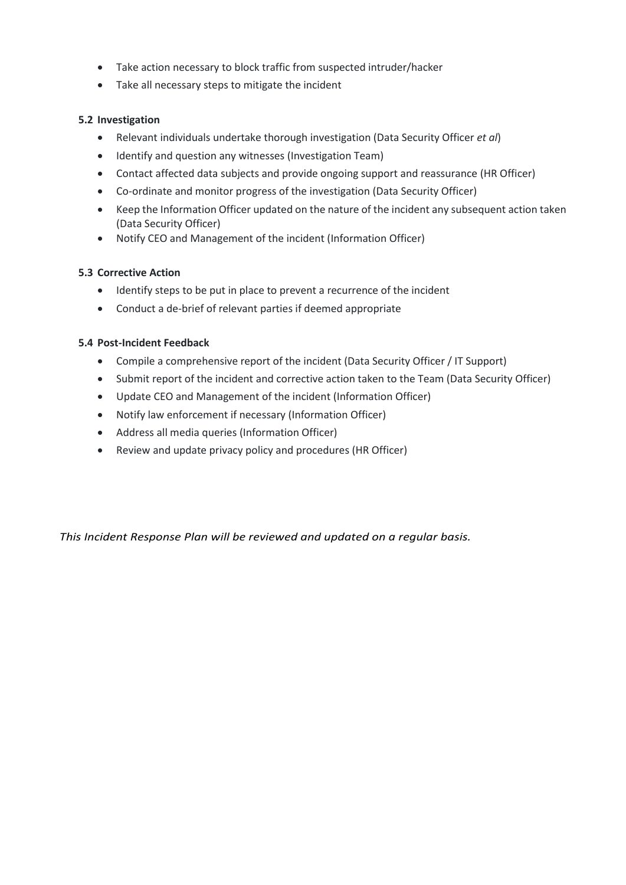- Take action necessary to block traffic from suspected intruder/hacker
- Take all necessary steps to mitigate the incident

### 5.2 Investigation

- Relevant individuals undertake thorough investigation (Data Security Officer *et al*)
- Identify and question any witnesses (Investigation Team)
- Contact affected data subjects and provide ongoing support and reassurance (HR Officer)
- Co-ordinate and monitor progress of the investigation (Data Security Officer)
- Keep the Information Officer updated on the nature of the incident any subsequent action taken (Data Security Officer)
- Notify CEO and Management of the incident (Information Officer)

### 5.3 Corrective Action

- Identify steps to be put in place to prevent a recurrence of the incident
- Conduct a de-brief of relevant parties if deemed appropriate

### 5.4 Post-Incident Feedback

- Compile a comprehensive report of the incident (Data Security Officer / IT Support)
- Submit report of the incident and corrective action taken to the Team (Data Security Officer)
- Update CEO and Management of the incident (Information Officer)
- Notify law enforcement if necessary (Information Officer)
- Address all media queries (Information Officer)
- Review and update privacy policy and procedures (HR Officer)

*This Incident Response Plan will be reviewed and updated on a regular basis.*